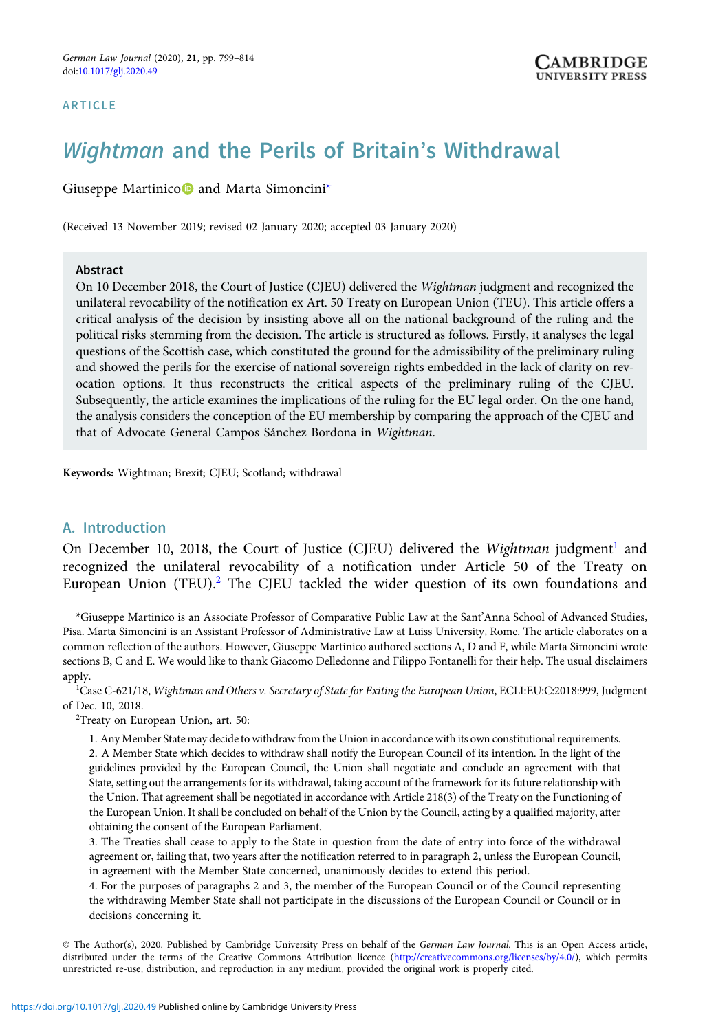ARTICLE

# *Wightman* and the Perils of Britain's Withdrawal

Giuseppe Martinico and Marta Simoncini*

(Received 13 November 2019; revised 02 January 2020; accepted 03 January 2020)

### Abstract

On 10 December 2018, the Court of Justice (CJEU) delivered the *Wightman* judgment and recognized the unilateral revocability of the notification ex Art. 50 Treaty on European Union (TEU). This article offers a critical analysis of the decision by insisting above all on the national background of the ruling and the political risks stemming from the decision. The article is structured as follows. Firstly, it analyses the legal questions of the Scottish case, which constituted the ground for the admissibility of the preliminary ruling and showed the perils for the exercise of national sovereign rights embedded in the lack of clarity on revocation options. It thus reconstructs the critical aspects of the preliminary ruling of the CJEU. Subsequently, the article examines the implications of the ruling for the EU legal order. On the one hand, the analysis considers the conception of the EU membership by comparing the approach of the CJEU and that of Advocate General Campos Sánchez Bordona in *Wightman*.

**Keywords:** Wightman; Brexit; CJEU; Scotland; withdrawal

## A. Introduction

On December 10, 2018, the Court of Justice (CJEU) delivered the *Wightman* judgment[1] and recognized the unilateral revocability of a notification under Article 50 of the Treaty on European Union (TEU).[2] The CJEU tackled the wider question of its own foundations and

---

*Giuseppe Martinico is an Associate Professor of Comparative Public Law at the Sant'Anna School of Advanced Studies, Pisa. Marta Simoncini is an Assistant Professor of Administrative Law at Luiss University, Rome. The article elaborates on a common reflection of the authors. However, Giuseppe Martinico authored sections A, D and F, while Marta Simoncini wrote sections B, C and E. We would like to thank Giacomo Delledonne and Filippo Fontanelli for their help. The usual disclaimers apply.

[1] Case C-621/18, *Wightman and Others v. Secretary of State for Exiting the European Union*, ECLI:EU:C:2018:999, Judgment of Dec. 10, 2018.

[2] Treaty on European Union, art. 50:

1. Any Member State may decide to withdraw from the Union in accordance with its own constitutional requirements.
2. A Member State which decides to withdraw shall notify the European Council of its intention. In the light of the guidelines provided by the European Council, the Union shall negotiate and conclude an agreement with that State, setting out the arrangements for its withdrawal, taking account of the framework for its future relationship with the Union. That agreement shall be negotiated in accordance with Article 218(3) of the Treaty on the Functioning of the European Union. It shall be concluded on behalf of the Union by the Council, acting by a qualified majority, after obtaining the consent of the European Parliament.
3. The Treaties shall cease to apply to the State in question from the date of entry into force of the withdrawal agreement or, failing that, two years after the notification referred to in paragraph 2, unless the European Council, in agreement with the Member State concerned, unanimously decides to extend this period.
4. For the purposes of paragraphs 2 and 3, the member of the European Council or of the Council representing the withdrawing Member State shall not participate in the discussions of the European Council or Council or in decisions concerning it.

© The Author(s), 2020. Published by Cambridge University Press on behalf of the *German Law Journal*. This is an Open Access article, distributed under the terms of the Creative Commons Attribution licence (http://creativecommons.org/licenses/by/4.0/), which permits unrestricted re-use, distribution, and reproduction in any medium, provided the original work is properly cited.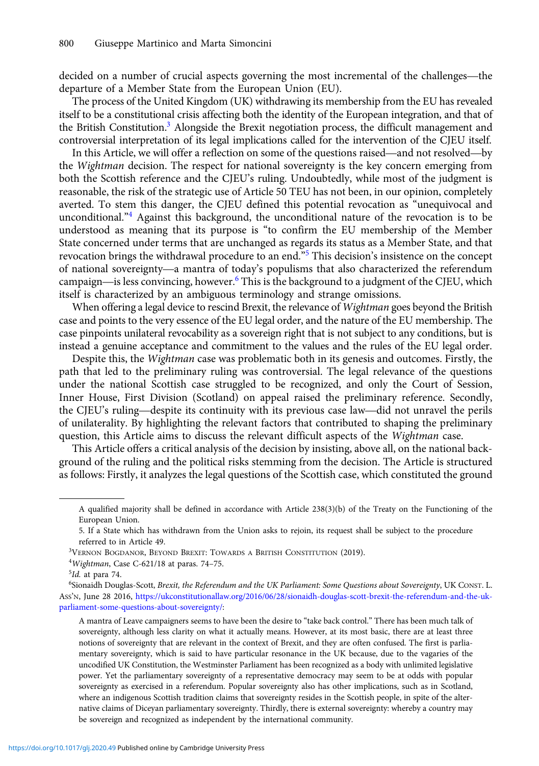decided on a number of crucial aspects governing the most incremental of the challenges—the departure of a Member State from the European Union (EU).

The process of the United Kingdom (UK) withdrawing its membership from the EU has revealed itself to be a constitutional crisis affecting both the identity of the European integration, and that of the British Constitution.[3] Alongside the Brexit negotiation process, the difficult management and controversial interpretation of its legal implications called for the intervention of the CJEU itself.

In this Article, we will offer a reflection on some of the questions raised—and not resolved—by the *Wightman* decision. The respect for national sovereignty is the key concern emerging from both the Scottish reference and the CJEU's ruling. Undoubtedly, while most of the judgment is reasonable, the risk of the strategic use of Article 50 TEU has not been, in our opinion, completely averted. To stem this danger, the CJEU defined this potential revocation as "unequivocal and unconditional."[4] Against this background, the unconditional nature of the revocation is to be understood as meaning that its purpose is "to confirm the EU membership of the Member State concerned under terms that are unchanged as regards its status as a Member State, and that revocation brings the withdrawal procedure to an end."[5] This decision's insistence on the concept of national sovereignty—a mantra of today's populisms that also characterized the referendum campaign—is less convincing, however.[6] This is the background to a judgment of the CJEU, which itself is characterized by an ambiguous terminology and strange omissions.

When offering a legal device to rescind Brexit, the relevance of *Wightman* goes beyond the British case and points to the very essence of the EU legal order, and the nature of the EU membership. The case pinpoints unilateral revocability as a sovereign right that is not subject to any conditions, but is instead a genuine acceptance and commitment to the values and the rules of the EU legal order.

Despite this, the *Wightman* case was problematic both in its genesis and outcomes. Firstly, the path that led to the preliminary ruling was controversial. The legal relevance of the questions under the national Scottish case struggled to be recognized, and only the Court of Session, Inner House, First Division (Scotland) on appeal raised the preliminary reference. Secondly, the CJEU's ruling—despite its continuity with its previous case law—did not unravel the perils of unilaterality. By highlighting the relevant factors that contributed to shaping the preliminary question, this Article aims to discuss the relevant difficult aspects of the *Wightman* case.

This Article offers a critical analysis of the decision by insisting, above all, on the national background of the ruling and the political risks stemming from the decision. The Article is structured as follows: Firstly, it analyzes the legal questions of the Scottish case, which constituted the ground

---

A qualified majority shall be defined in accordance with Article 238(3)(b) of the Treaty on the Functioning of the European Union.

5. If a State which has withdrawn from the Union asks to rejoin, its request shall be subject to the procedure referred to in Article 49.

[3] Vernon Bogdanor, Beyond Brexit: Towards a British Constitution (2019).

[4] *Wightman*, Case C-621/18 at paras. 74–75.

[5] *Id.* at para 74.

[6] Sionaidh Douglas-Scott, *Brexit, the Referendum and the UK Parliament: Some Questions about Sovereignty*, UK Const. L. Ass'n, June 28 2016, https://ukconstitutionallaw.org/2016/06/28/sionaidh-douglas-scott-brexit-the-referendum-and-the-uk-parliament-some-questions-about-sovereignty/:

> A mantra of Leave campaigners seems to have been the desire to "take back control." There has been much talk of sovereignty, although less clarity on what it actually means. However, at its most basic, there are at least three notions of sovereignty that are relevant in the context of Brexit, and they are often confused. The first is parliamentary sovereignty, which is said to have particular resonance in the UK because, due to the vagaries of the uncodified UK Constitution, the Westminster Parliament has been recognized as a body with unlimited legislative power. Yet the parliamentary sovereignty of a representative democracy may seem to be at odds with popular sovereignty as exercised in a referendum. Popular sovereignty also has other implications, such as in Scotland, where an indigenous Scottish tradition claims that sovereignty resides in the Scottish people, in spite of the alternative claims of Diceyan parliamentary sovereignty. Thirdly, there is external sovereignty: whereby a country may be sovereign and recognized as independent by the international community.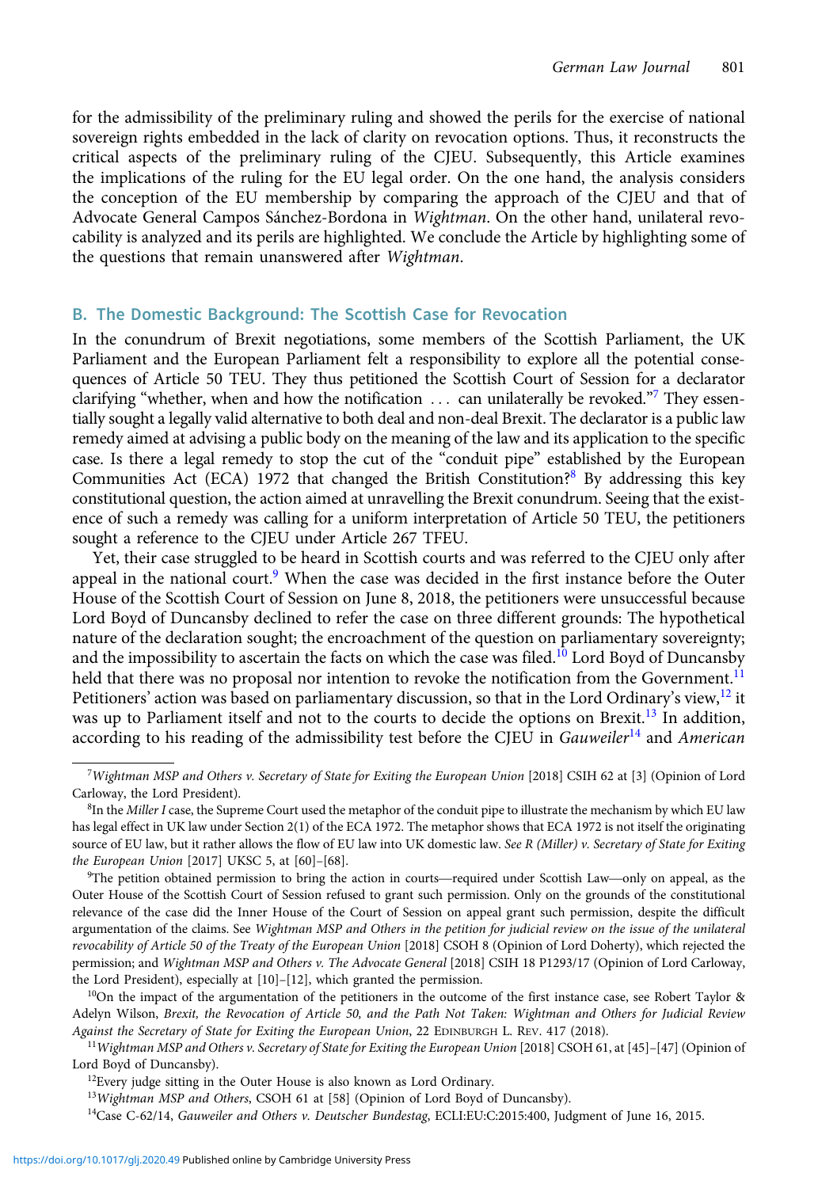for the admissibility of the preliminary ruling and showed the perils for the exercise of national sovereign rights embedded in the lack of clarity on revocation options. Thus, it reconstructs the critical aspects of the preliminary ruling of the CJEU. Subsequently, this Article examines the implications of the ruling for the EU legal order. On the one hand, the analysis considers the conception of the EU membership by comparing the approach of the CJEU and that of Advocate General Campos Sánchez-Bordona in *Wightman*. On the other hand, unilateral revocability is analyzed and its perils are highlighted. We conclude the Article by highlighting some of the questions that remain unanswered after *Wightman*.

## B. The Domestic Background: The Scottish Case for Revocation

In the conundrum of Brexit negotiations, some members of the Scottish Parliament, the UK Parliament and the European Parliament felt a responsibility to explore all the potential consequences of Article 50 TEU. They thus petitioned the Scottish Court of Session for a declarator clarifying "whether, when and how the notification . . . can unilaterally be revoked."[7] They essentially sought a legally valid alternative to both deal and non-deal Brexit. The declarator is a public law remedy aimed at advising a public body on the meaning of the law and its application to the specific case. Is there a legal remedy to stop the cut of the "conduit pipe" established by the European Communities Act (ECA) 1972 that changed the British Constitution?[8] By addressing this key constitutional question, the action aimed at unravelling the Brexit conundrum. Seeing that the existence of such a remedy was calling for a uniform interpretation of Article 50 TEU, the petitioners sought a reference to the CJEU under Article 267 TFEU.

Yet, their case struggled to be heard in Scottish courts and was referred to the CJEU only after appeal in the national court.[9] When the case was decided in the first instance before the Outer House of the Scottish Court of Session on June 8, 2018, the petitioners were unsuccessful because Lord Boyd of Duncansby declined to refer the case on three different grounds: The hypothetical nature of the declaration sought; the encroachment of the question on parliamentary sovereignty; and the impossibility to ascertain the facts on which the case was filed.[10] Lord Boyd of Duncansby held that there was no proposal nor intention to revoke the notification from the Government.[11] Petitioners' action was based on parliamentary discussion, so that in the Lord Ordinary's view,[12] it was up to Parliament itself and not to the courts to decide the options on Brexit.[13] In addition, according to his reading of the admissibility test before the CJEU in *Gauweiler*[14] and *American*

---

[7] *Wightman MSP and Others v. Secretary of State for Exiting the European Union* [2018] CSIH 62 at [3] (Opinion of Lord Carloway, the Lord President).

[8] In the *Miller I* case, the Supreme Court used the metaphor of the conduit pipe to illustrate the mechanism by which EU law has legal effect in UK law under Section 2(1) of the ECA 1972. The metaphor shows that ECA 1972 is not itself the originating source of EU law, but it rather allows the flow of EU law into UK domestic law. *See R (Miller) v. Secretary of State for Exiting the European Union* [2017] UKSC 5, at [60]–[68].

[9] The petition obtained permission to bring the action in courts—required under Scottish Law—only on appeal, as the Outer House of the Scottish Court of Session refused to grant such permission. Only on the grounds of the constitutional relevance of the case did the Inner House of the Court of Session on appeal grant such permission, despite the difficult argumentation of the claims. See *Wightman MSP and Others in the petition for judicial review on the issue of the unilateral revocability of Article 50 of the Treaty of the European Union* [2018] CSOH 8 (Opinion of Lord Doherty), which rejected the permission; and *Wightman MSP and Others v. The Advocate General* [2018] CSIH 18 P1293/17 (Opinion of Lord Carloway, the Lord President), especially at [10]–[12], which granted the permission.

[10] On the impact of the argumentation of the petitioners in the outcome of the first instance case, see Robert Taylor & Adelyn Wilson, *Brexit, the Revocation of Article 50, and the Path Not Taken: Wightman and Others for Judicial Review Against the Secretary of State for Exiting the European Union*, 22 EDINBURGH L. REV. 417 (2018).

[11] *Wightman MSP and Others v. Secretary of State for Exiting the European Union* [2018] CSOH 61, at [45]–[47] (Opinion of Lord Boyd of Duncansby).

[12] Every judge sitting in the Outer House is also known as Lord Ordinary.

[13] *Wightman MSP and Others*, CSOH 61 at [58] (Opinion of Lord Boyd of Duncansby).

[14] Case C-62/14, *Gauweiler and Others v. Deutscher Bundestag*, ECLI:EU:C:2015:400, Judgment of June 16, 2015.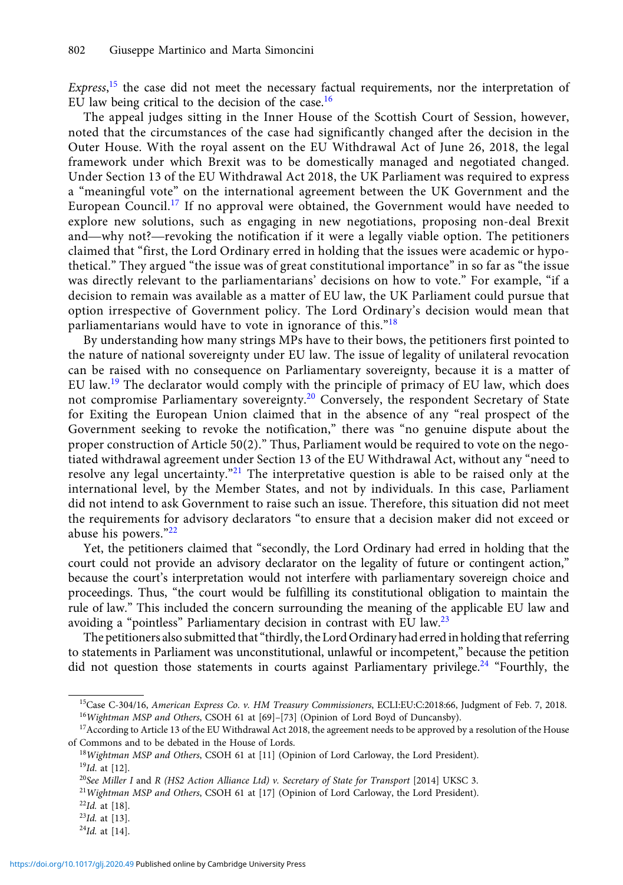*Express*,[15] the case did not meet the necessary factual requirements, nor the interpretation of EU law being critical to the decision of the case.[16]

The appeal judges sitting in the Inner House of the Scottish Court of Session, however, noted that the circumstances of the case had significantly changed after the decision in the Outer House. With the royal assent on the EU Withdrawal Act of June 26, 2018, the legal framework under which Brexit was to be domestically managed and negotiated changed. Under Section 13 of the EU Withdrawal Act 2018, the UK Parliament was required to express a "meaningful vote" on the international agreement between the UK Government and the European Council.[17] If no approval were obtained, the Government would have needed to explore new solutions, such as engaging in new negotiations, proposing non-deal Brexit and—why not?—revoking the notification if it were a legally viable option. The petitioners claimed that "first, the Lord Ordinary erred in holding that the issues were academic or hypothetical." They argued "the issue was of great constitutional importance" in so far as "the issue was directly relevant to the parliamentarians' decisions on how to vote." For example, "if a decision to remain was available as a matter of EU law, the UK Parliament could pursue that option irrespective of Government policy. The Lord Ordinary's decision would mean that parliamentarians would have to vote in ignorance of this."[18]

By understanding how many strings MPs have to their bows, the petitioners first pointed to the nature of national sovereignty under EU law. The issue of legality of unilateral revocation can be raised with no consequence on Parliamentary sovereignty, because it is a matter of EU law.[19] The declarator would comply with the principle of primacy of EU law, which does not compromise Parliamentary sovereignty.[20] Conversely, the respondent Secretary of State for Exiting the European Union claimed that in the absence of any "real prospect of the Government seeking to revoke the notification," there was "no genuine dispute about the proper construction of Article 50(2)." Thus, Parliament would be required to vote on the negotiated withdrawal agreement under Section 13 of the EU Withdrawal Act, without any "need to resolve any legal uncertainty."[21] The interpretative question is able to be raised only at the international level, by the Member States, and not by individuals. In this case, Parliament did not intend to ask Government to raise such an issue. Therefore, this situation did not meet the requirements for advisory declarators "to ensure that a decision maker did not exceed or abuse his powers."[22]

Yet, the petitioners claimed that "secondly, the Lord Ordinary had erred in holding that the court could not provide an advisory declarator on the legality of future or contingent action," because the court's interpretation would not interfere with parliamentary sovereign choice and proceedings. Thus, "the court would be fulfilling its constitutional obligation to maintain the rule of law." This included the concern surrounding the meaning of the applicable EU law and avoiding a "pointless" Parliamentary decision in contrast with EU law.[23]

The petitioners also submitted that "thirdly, the Lord Ordinary had erred in holding that referring to statements in Parliament was unconstitutional, unlawful or incompetent," because the petition did not question those statements in courts against Parliamentary privilege.[24] "Fourthly, the

---

[15] Case C-304/16, *American Express Co. v. HM Treasury Commissioners*, ECLI:EU:C:2018:66, Judgment of Feb. 7, 2018.

[16] *Wightman MSP and Others*, CSOH 61 at [69]–[73] (Opinion of Lord Boyd of Duncansby).

[17] According to Article 13 of the EU Withdrawal Act 2018, the agreement needs to be approved by a resolution of the House of Commons and to be debated in the House of Lords.

[18] *Wightman MSP and Others*, CSOH 61 at [11] (Opinion of Lord Carloway, the Lord President).

[19] *Id.* at [12].

[20] *See Miller I* and *R (HS2 Action Alliance Ltd) v. Secretary of State for Transport* [2014] UKSC 3.

[21] *Wightman MSP and Others*, CSOH 61 at [17] (Opinion of Lord Carloway, the Lord President).

[22] *Id.* at [18].

[23] *Id.* at [13].

[24] *Id.* at [14].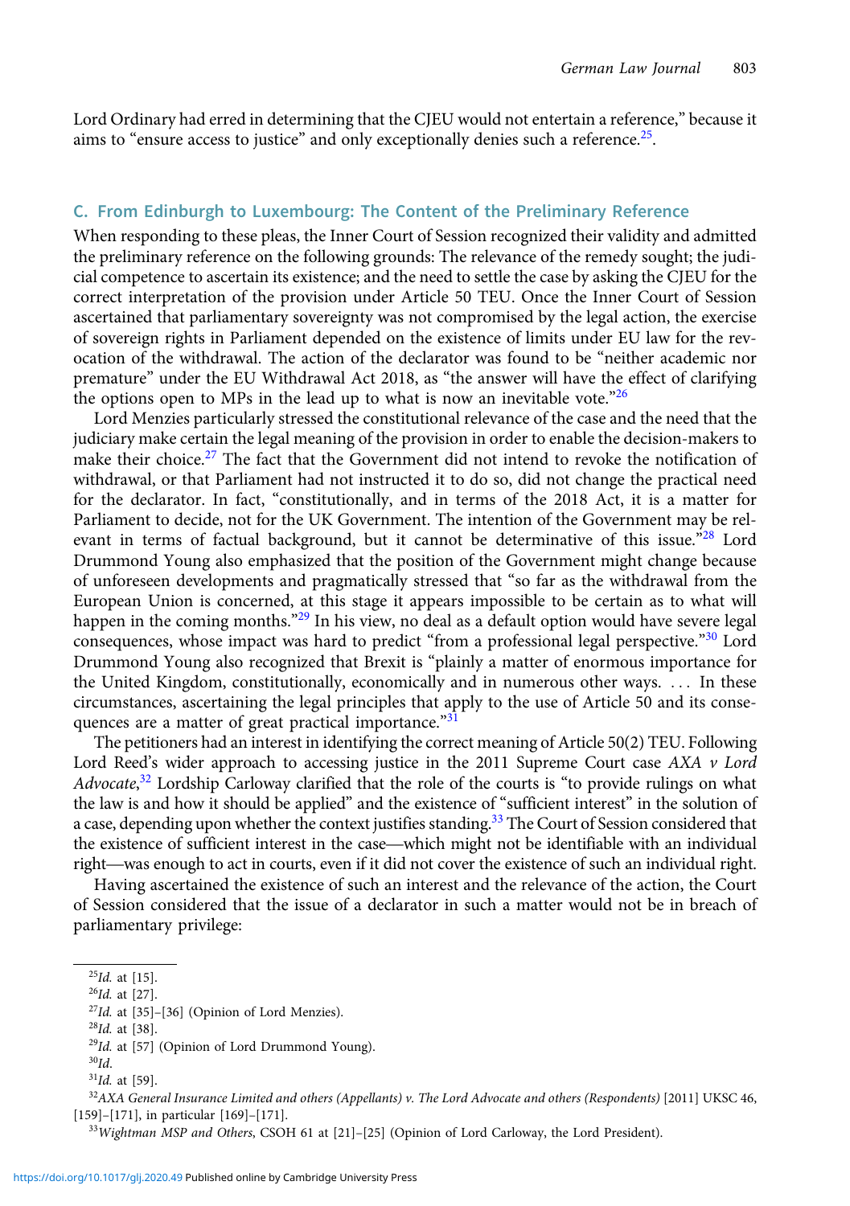Lord Ordinary had erred in determining that the CJEU would not entertain a reference," because it aims to "ensure access to justice" and only exceptionally denies such a reference.[25].

## C. From Edinburgh to Luxembourg: The Content of the Preliminary Reference

When responding to these pleas, the Inner Court of Session recognized their validity and admitted the preliminary reference on the following grounds: The relevance of the remedy sought; the judicial competence to ascertain its existence; and the need to settle the case by asking the CJEU for the correct interpretation of the provision under Article 50 TEU. Once the Inner Court of Session ascertained that parliamentary sovereignty was not compromised by the legal action, the exercise of sovereign rights in Parliament depended on the existence of limits under EU law for the revocation of the withdrawal. The action of the declarator was found to be "neither academic nor premature" under the EU Withdrawal Act 2018, as "the answer will have the effect of clarifying the options open to MPs in the lead up to what is now an inevitable vote."[26]

Lord Menzies particularly stressed the constitutional relevance of the case and the need that the judiciary make certain the legal meaning of the provision in order to enable the decision-makers to make their choice.[27] The fact that the Government did not intend to revoke the notification of withdrawal, or that Parliament had not instructed it to do so, did not change the practical need for the declarator. In fact, "constitutionally, and in terms of the 2018 Act, it is a matter for Parliament to decide, not for the UK Government. The intention of the Government may be relevant in terms of factual background, but it cannot be determinative of this issue."[28] Lord Drummond Young also emphasized that the position of the Government might change because of unforeseen developments and pragmatically stressed that "so far as the withdrawal from the European Union is concerned, at this stage it appears impossible to be certain as to what will happen in the coming months."[29] In his view, no deal as a default option would have severe legal consequences, whose impact was hard to predict "from a professional legal perspective."[30] Lord Drummond Young also recognized that Brexit is "plainly a matter of enormous importance for the United Kingdom, constitutionally, economically and in numerous other ways. ... In these circumstances, ascertaining the legal principles that apply to the use of Article 50 and its consequences are a matter of great practical importance."[31]

The petitioners had an interest in identifying the correct meaning of Article 50(2) TEU. Following Lord Reed's wider approach to accessing justice in the 2011 Supreme Court case *AXA v Lord Advocate*,[32] Lordship Carloway clarified that the role of the courts is "to provide rulings on what the law is and how it should be applied" and the existence of "sufficient interest" in the solution of a case, depending upon whether the context justifies standing.[33] The Court of Session considered that the existence of sufficient interest in the case—which might not be identifiable with an individual right—was enough to act in courts, even if it did not cover the existence of such an individual right.

Having ascertained the existence of such an interest and the relevance of the action, the Court of Session considered that the issue of a declarator in such a matter would not be in breach of parliamentary privilege:

---

[25] *Id.* at [15].

[26] *Id.* at [27].

[27] *Id.* at [35]–[36] (Opinion of Lord Menzies).

[28] *Id.* at [38].

[29] *Id.* at [57] (Opinion of Lord Drummond Young).

[30] *Id.*

[31] *Id.* at [59].

[32] *AXA General Insurance Limited and others (Appellants) v. The Lord Advocate and others (Respondents)* [2011] UKSC 46, [159]–[171], in particular [169]–[171].

[33] *Wightman MSP and Others*, CSOH 61 at [21]–[25] (Opinion of Lord Carloway, the Lord President).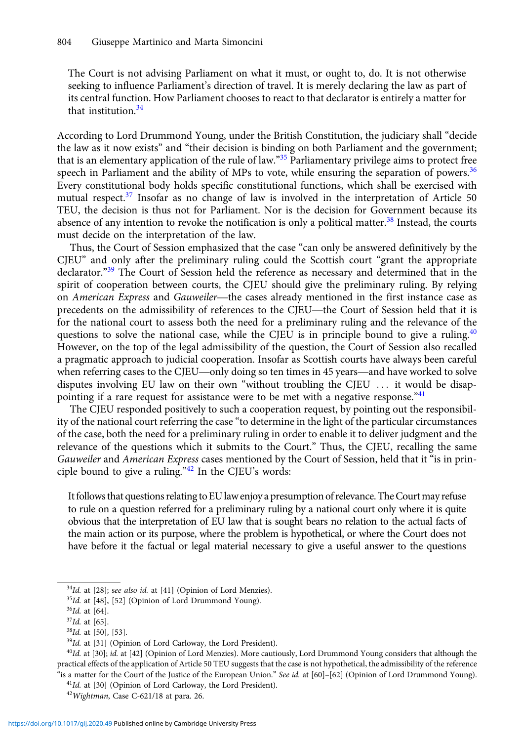> The Court is not advising Parliament on what it must, or ought to, do. It is not otherwise seeking to influence Parliament's direction of travel. It is merely declaring the law as part of its central function. How Parliament chooses to react to that declarator is entirely a matter for that institution.[34]

According to Lord Drummond Young, under the British Constitution, the judiciary shall "decide the law as it now exists" and "their decision is binding on both Parliament and the government; that is an elementary application of the rule of law."[35] Parliamentary privilege aims to protect free speech in Parliament and the ability of MPs to vote, while ensuring the separation of powers.[36] Every constitutional body holds specific constitutional functions, which shall be exercised with mutual respect.[37] Insofar as no change of law is involved in the interpretation of Article 50 TEU, the decision is thus not for Parliament. Nor is the decision for Government because its absence of any intention to revoke the notification is only a political matter.[38] Instead, the courts must decide on the interpretation of the law.

Thus, the Court of Session emphasized that the case "can only be answered definitively by the CJEU" and only after the preliminary ruling could the Scottish court "grant the appropriate declarator."[39] The Court of Session held the reference as necessary and determined that in the spirit of cooperation between courts, the CJEU should give the preliminary ruling. By relying on *American Express* and *Gauweiler*—the cases already mentioned in the first instance case as precedents on the admissibility of references to the CJEU—the Court of Session held that it is for the national court to assess both the need for a preliminary ruling and the relevance of the questions to solve the national case, while the CJEU is in principle bound to give a ruling.[40] However, on the top of the legal admissibility of the question, the Court of Session also recalled a pragmatic approach to judicial cooperation. Insofar as Scottish courts have always been careful when referring cases to the CJEU—only doing so ten times in 45 years—and have worked to solve disputes involving EU law on their own "without troubling the CJEU ... it would be disappointing if a rare request for assistance were to be met with a negative response."[41]

The CJEU responded positively to such a cooperation request, by pointing out the responsibility of the national court referring the case "to determine in the light of the particular circumstances of the case, both the need for a preliminary ruling in order to enable it to deliver judgment and the relevance of the questions which it submits to the Court." Thus, the CJEU, recalling the same *Gauweiler* and *American Express* cases mentioned by the Court of Session, held that it "is in principle bound to give a ruling."[42] In the CJEU's words:

> It follows that questions relating to EU law enjoy a presumption of relevance. The Court may refuse to rule on a question referred for a preliminary ruling by a national court only where it is quite obvious that the interpretation of EU law that is sought bears no relation to the actual facts of the main action or its purpose, where the problem is hypothetical, or where the Court does not have before it the factual or legal material necessary to give a useful answer to the questions

---

[34] *Id.* at [28]; s*ee also id.* at [41] (Opinion of Lord Menzies).

[35] *Id.* at [48], [52] (Opinion of Lord Drummond Young).

[36] *Id.* at [64].

[37] *Id.* at [65].

[38] *Id.* at [50], [53].

[39] *Id.* at [31] (Opinion of Lord Carloway, the Lord President).

[40] *Id.* at [30]; *id.* at [42] (Opinion of Lord Menzies). More cautiously, Lord Drummond Young considers that although the practical effects of the application of Article 50 TEU suggests that the case is not hypothetical, the admissibility of the reference "is a matter for the Court of the Justice of the European Union." *See id.* at [60]–[62] (Opinion of Lord Drummond Young).

[41] *Id.* at [30] (Opinion of Lord Carloway, the Lord President).

[42] *Wightman*, Case C-621/18 at para. 26.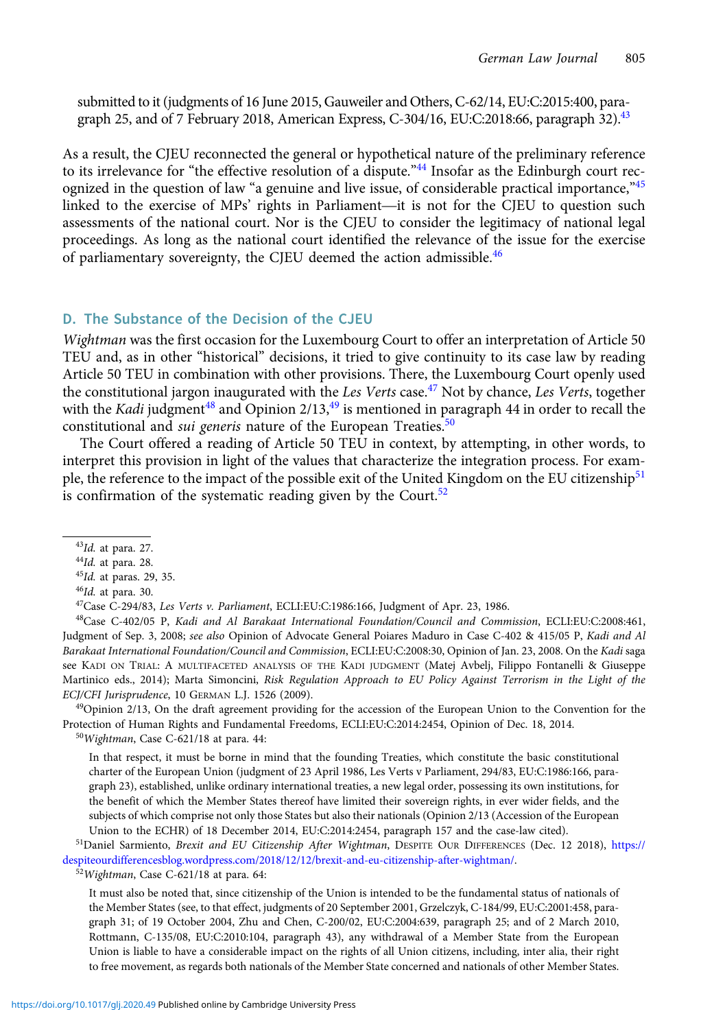submitted to it (judgments of 16 June 2015, Gauweiler and Others, C-62/14, EU:C:2015:400, paragraph 25, and of 7 February 2018, American Express, C-304/16, EU:C:2018:66, paragraph 32).[43]

As a result, the CJEU reconnected the general or hypothetical nature of the preliminary reference to its irrelevance for "the effective resolution of a dispute."[44] Insofar as the Edinburgh court recognized in the question of law "a genuine and live issue, of considerable practical importance,"[45] linked to the exercise of MPs' rights in Parliament—it is not for the CJEU to question such assessments of the national court. Nor is the CJEU to consider the legitimacy of national legal proceedings. As long as the national court identified the relevance of the issue for the exercise of parliamentary sovereignty, the CJEU deemed the action admissible.[46]

## D. The Substance of the Decision of the CJEU

*Wightman* was the first occasion for the Luxembourg Court to offer an interpretation of Article 50 TEU and, as in other "historical" decisions, it tried to give continuity to its case law by reading Article 50 TEU in combination with other provisions. There, the Luxembourg Court openly used the constitutional jargon inaugurated with the *Les Verts* case.[47] Not by chance, *Les Verts*, together with the *Kadi* judgment[48] and Opinion 2/13,[49] is mentioned in paragraph 44 in order to recall the constitutional and *sui generis* nature of the European Treaties.[50]

The Court offered a reading of Article 50 TEU in context, by attempting, in other words, to interpret this provision in light of the values that characterize the integration process. For example, the reference to the impact of the possible exit of the United Kingdom on the EU citizenship[51] is confirmation of the systematic reading given by the Court.[52]

---

[43] *Id.* at para. 27.

[44] *Id.* at para. 28.

[45] *Id.* at paras. 29, 35.

[46] *Id.* at para. 30.

[47] Case C-294/83, *Les Verts v. Parliament*, ECLI:EU:C:1986:166, Judgment of Apr. 23, 1986.

[48] Case C-402/05 P, *Kadi and Al Barakaat International Foundation/Council and Commission*, ECLI:EU:C:2008:461, Judgment of Sep. 3, 2008; *see also* Opinion of Advocate General Poiares Maduro in Case C-402 & 415/05 P, *Kadi and Al Barakaat International Foundation/Council and Commission*, ECLI:EU:C:2008:30, Opinion of Jan. 23, 2008. On the *Kadi* saga see KADI ON TRIAL: A MULTIFACETED ANALYSIS OF THE KADI JUDGMENT (Matej Avbelj, Filippo Fontanelli & Giuseppe Martinico eds., 2014); Marta Simoncini, *Risk Regulation Approach to EU Policy Against Terrorism in the Light of the ECJ/CFI Jurisprudence*, 10 GERMAN L.J. 1526 (2009).

[49] Opinion 2/13, On the draft agreement providing for the accession of the European Union to the Convention for the Protection of Human Rights and Fundamental Freedoms, ECLI:EU:C:2014:2454, Opinion of Dec. 18, 2014.

[50] *Wightman*, Case C-621/18 at para. 44:

> In that respect, it must be borne in mind that the founding Treaties, which constitute the basic constitutional charter of the European Union (judgment of 23 April 1986, Les Verts v Parliament, 294/83, EU:C:1986:166, paragraph 23), established, unlike ordinary international treaties, a new legal order, possessing its own institutions, for the benefit of which the Member States thereof have limited their sovereign rights, in ever wider fields, and the subjects of which comprise not only those States but also their nationals (Opinion 2/13 (Accession of the European Union to the ECHR) of 18 December 2014, EU:C:2014:2454, paragraph 157 and the case-law cited).

[51] Daniel Sarmiento, *Brexit and EU Citizenship After Wightman*, DESPITE OUR DIFFERENCES (Dec. 12 2018), https://despiteourdifferencesblog.wordpress.com/2018/12/12/brexit-and-eu-citizenship-after-wightman/.

[52] *Wightman*, Case C-621/18 at para. 64:

> It must also be noted that, since citizenship of the Union is intended to be the fundamental status of nationals of the Member States (see, to that effect, judgments of 20 September 2001, Grzelczyk, C-184/99, EU:C:2001:458, paragraph 31; of 19 October 2004, Zhu and Chen, C-200/02, EU:C:2004:639, paragraph 25; and of 2 March 2010, Rottmann, C-135/08, EU:C:2010:104, paragraph 43), any withdrawal of a Member State from the European Union is liable to have a considerable impact on the rights of all Union citizens, including, inter alia, their right to free movement, as regards both nationals of the Member State concerned and nationals of other Member States.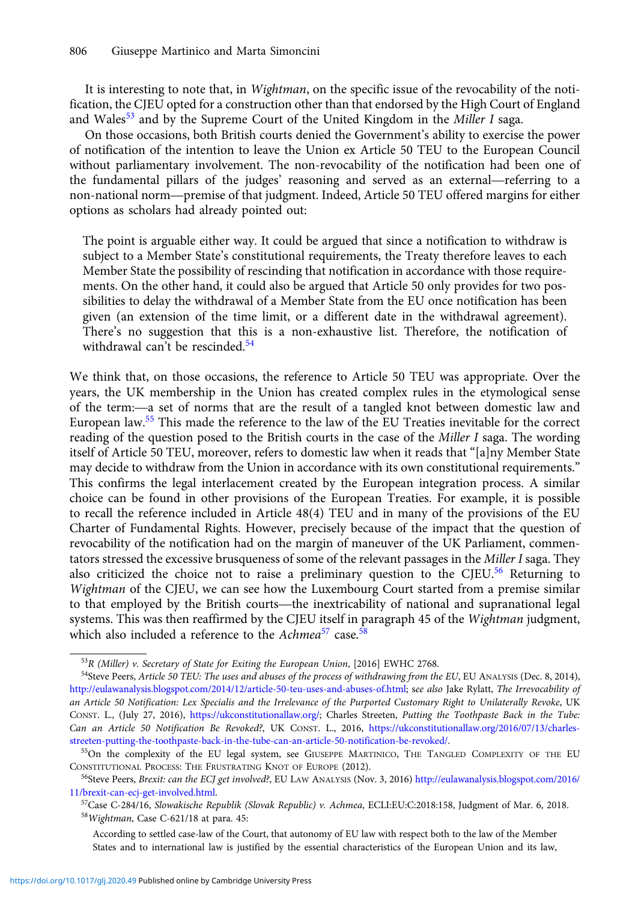It is interesting to note that, in *Wightman*, on the specific issue of the revocability of the notification, the CJEU opted for a construction other than that endorsed by the High Court of England and Wales[53] and by the Supreme Court of the United Kingdom in the *Miller I* saga.

On those occasions, both British courts denied the Government's ability to exercise the power of notification of the intention to leave the Union ex Article 50 TEU to the European Council without parliamentary involvement. The non-revocability of the notification had been one of the fundamental pillars of the judges' reasoning and served as an external—referring to a non-national norm—premise of that judgment. Indeed, Article 50 TEU offered margins for either options as scholars had already pointed out:

> The point is arguable either way. It could be argued that since a notification to withdraw is subject to a Member State's constitutional requirements, the Treaty therefore leaves to each Member State the possibility of rescinding that notification in accordance with those requirements. On the other hand, it could also be argued that Article 50 only provides for two possibilities to delay the withdrawal of a Member State from the EU once notification has been given (an extension of the time limit, or a different date in the withdrawal agreement). There's no suggestion that this is a non-exhaustive list. Therefore, the notification of withdrawal can't be rescinded.[54]

We think that, on those occasions, the reference to Article 50 TEU was appropriate. Over the years, the UK membership in the Union has created complex rules in the etymological sense of the term:—a set of norms that are the result of a tangled knot between domestic law and European law.[55] This made the reference to the law of the EU Treaties inevitable for the correct reading of the question posed to the British courts in the case of the *Miller I* saga. The wording itself of Article 50 TEU, moreover, refers to domestic law when it reads that "[a]ny Member State may decide to withdraw from the Union in accordance with its own constitutional requirements." This confirms the legal interlacement created by the European integration process. A similar choice can be found in other provisions of the European Treaties. For example, it is possible to recall the reference included in Article 48(4) TEU and in many of the provisions of the EU Charter of Fundamental Rights. However, precisely because of the impact that the question of revocability of the notification had on the margin of maneuver of the UK Parliament, commentators stressed the excessive brusqueness of some of the relevant passages in the *Miller I* saga. They also criticized the choice not to raise a preliminary question to the CJEU.[56] Returning to *Wightman* of the CJEU, we can see how the Luxembourg Court started from a premise similar to that employed by the British courts—the inextricability of national and supranational legal systems. This was then reaffirmed by the CJEU itself in paragraph 45 of the *Wightman* judgment, which also included a reference to the *Achmea*[57] case.[58]

---

[53] *R (Miller) v. Secretary of State for Exiting the European Union*, [2016] EWHC 2768.

[54] Steve Peers, *Article 50 TEU: The uses and abuses of the process of withdrawing from the EU*, EU Analysis (Dec. 8, 2014), http://eulawanalysis.blogspot.com/2014/12/article-50-teu-uses-and-abuses-of.html; *see also* Jake Rylatt, *The Irrevocability of an Article 50 Notification: Lex Specialis and the Irrelevance of the Purported Customary Right to Unilaterally Revoke*, UK Const. L., (July 27, 2016), https://ukconstitutionallaw.org/; Charles Streeten, *Putting the Toothpaste Back in the Tube: Can an Article 50 Notification Be Revoked?*, UK Const. L., 2016, https://ukconstitutionallaw.org/2016/07/13/charles-streeten-putting-the-toothpaste-back-in-the-tube-can-an-article-50-notification-be-revoked/.

[55] On the complexity of the EU legal system, see Giuseppe Martinico, The Tangled Complexity of the EU Constitutional Process: The Frustrating Knot of Europe (2012).

[56] Steve Peers, *Brexit: can the ECJ get involved?*, EU Law Analysis (Nov. 3, 2016) http://eulawanalysis.blogspot.com/2016/11/brexit-can-ecj-get-involved.html.

[57] Case C-284/16, *Slowakische Republik (Slovak Republic) v. Achmea*, ECLI:EU:C:2018:158, Judgment of Mar. 6, 2018.

[58] *Wightman*, Case C-621/18 at para. 45:

> According to settled case-law of the Court, that autonomy of EU law with respect both to the law of the Member States and to international law is justified by the essential characteristics of the European Union and its law,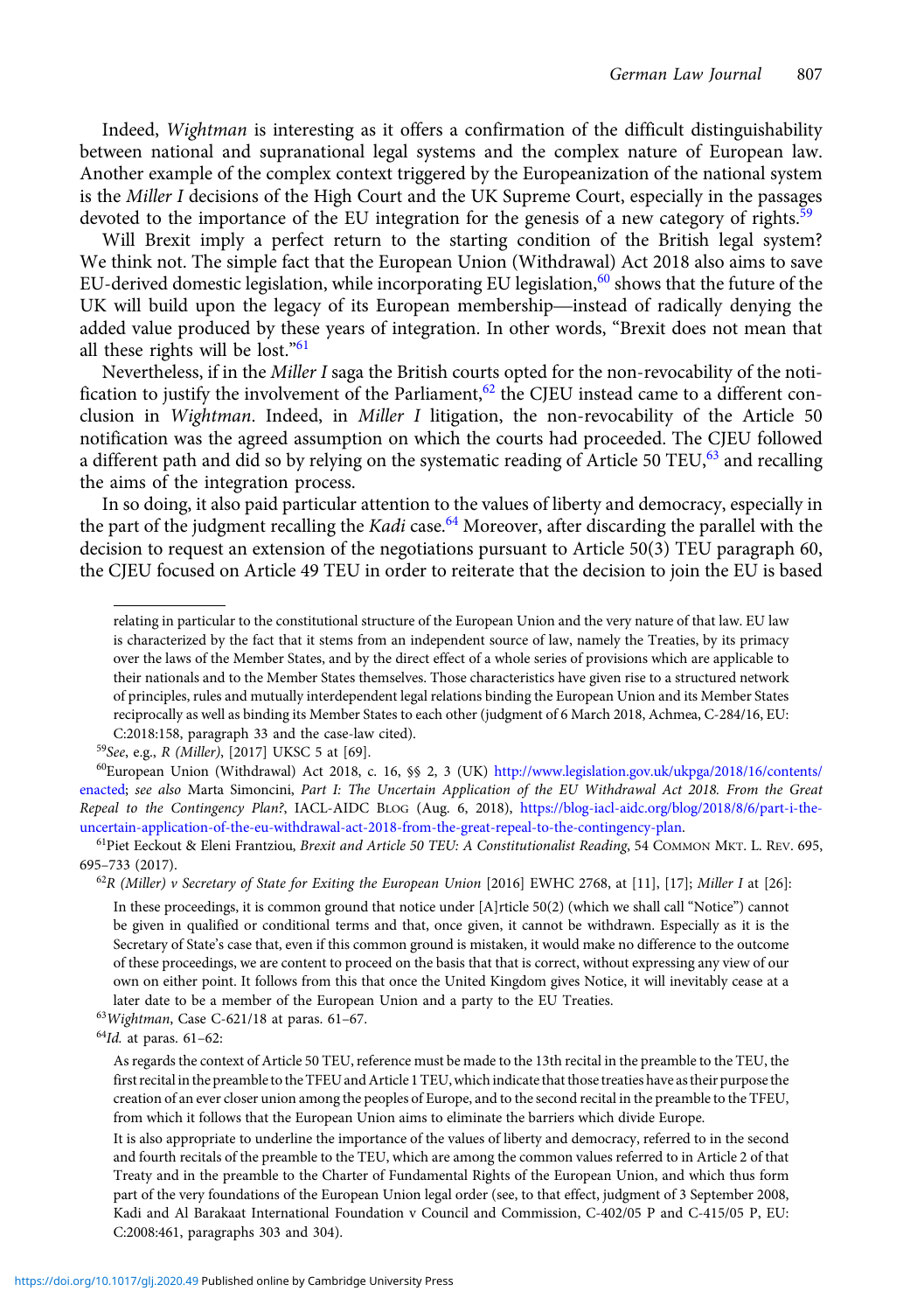Indeed, *Wightman* is interesting as it offers a confirmation of the difficult distinguishability between national and supranational legal systems and the complex nature of European law. Another example of the complex context triggered by the Europeanization of the national system is the *Miller I* decisions of the High Court and the UK Supreme Court, especially in the passages devoted to the importance of the EU integration for the genesis of a new category of rights.[59]

Will Brexit imply a perfect return to the starting condition of the British legal system? We think not. The simple fact that the European Union (Withdrawal) Act 2018 also aims to save EU-derived domestic legislation, while incorporating EU legislation,[60] shows that the future of the UK will build upon the legacy of its European membership—instead of radically denying the added value produced by these years of integration. In other words, "Brexit does not mean that all these rights will be lost."[61]

Nevertheless, if in the *Miller I* saga the British courts opted for the non-revocability of the notification to justify the involvement of the Parliament,[62] the CJEU instead came to a different conclusion in *Wightman*. Indeed, in *Miller I* litigation, the non-revocability of the Article 50 notification was the agreed assumption on which the courts had proceeded. The CJEU followed a different path and did so by relying on the systematic reading of Article 50 TEU,[63] and recalling the aims of the integration process.

In so doing, it also paid particular attention to the values of liberty and democracy, especially in the part of the judgment recalling the *Kadi* case.[64] Moreover, after discarding the parallel with the decision to request an extension of the negotiations pursuant to Article 50(3) TEU paragraph 60, the CJEU focused on Article 49 TEU in order to reiterate that the decision to join the EU is based

---

relating in particular to the constitutional structure of the European Union and the very nature of that law. EU law is characterized by the fact that it stems from an independent source of law, namely the Treaties, by its primacy over the laws of the Member States, and by the direct effect of a whole series of provisions which are applicable to their nationals and to the Member States themselves. Those characteristics have given rise to a structured network of principles, rules and mutually interdependent legal relations binding the European Union and its Member States reciprocally as well as binding its Member States to each other (judgment of 6 March 2018, Achmea, C-284/16, EU: C:2018:158, paragraph 33 and the case-law cited).

[59]*See*, e.g., *R (Miller)*, [2017] UKSC 5 at [69].

[60]European Union (Withdrawal) Act 2018, c. 16, §§ 2, 3 (UK) http://www.legislation.gov.uk/ukpga/2018/16/contents/enacted; *see also* Marta Simoncini, *Part I: The Uncertain Application of the EU Withdrawal Act 2018. From the Great Repeal to the Contingency Plan?*, IACL-AIDC Blog (Aug. 6, 2018), https://blog-iacl-aidc.org/blog/2018/8/6/part-i-the-uncertain-application-of-the-eu-withdrawal-act-2018-from-the-great-repeal-to-the-contingency-plan.

[61]Piet Eeckout & Eleni Frantziou, *Brexit and Article 50 TEU: A Constitutionalist Reading*, 54 Common Mkt. L. Rev. 695, 695–733 (2017).

[62]*R (Miller) v Secretary of State for Exiting the European Union* [2016] EWHC 2768, at [11], [17]; *Miller I* at [26]:

> In these proceedings, it is common ground that notice under [A]rticle 50(2) (which we shall call "Notice") cannot be given in qualified or conditional terms and that, once given, it cannot be withdrawn. Especially as it is the Secretary of State's case that, even if this common ground is mistaken, it would make no difference to the outcome of these proceedings, we are content to proceed on the basis that that is correct, without expressing any view of our own on either point. It follows from this that once the United Kingdom gives Notice, it will inevitably cease at a later date to be a member of the European Union and a party to the EU Treaties.

[63]*Wightman*, Case C-621/18 at paras. 61–67.

[64]*Id.* at paras. 61–62:

> As regards the context of Article 50 TEU, reference must be made to the 13th recital in the preamble to the TEU, the first recital in the preamble to the TFEU and Article 1 TEU, which indicate that those treaties have as their purpose the creation of an ever closer union among the peoples of Europe, and to the second recital in the preamble to the TFEU, from which it follows that the European Union aims to eliminate the barriers which divide Europe.
>
> It is also appropriate to underline the importance of the values of liberty and democracy, referred to in the second and fourth recitals of the preamble to the TEU, which are among the common values referred to in Article 2 of that Treaty and in the preamble to the Charter of Fundamental Rights of the European Union, and which thus form part of the very foundations of the European Union legal order (see, to that effect, judgment of 3 September 2008, Kadi and Al Barakaat International Foundation v Council and Commission, C-402/05 P and C-415/05 P, EU: C:2008:461, paragraphs 303 and 304).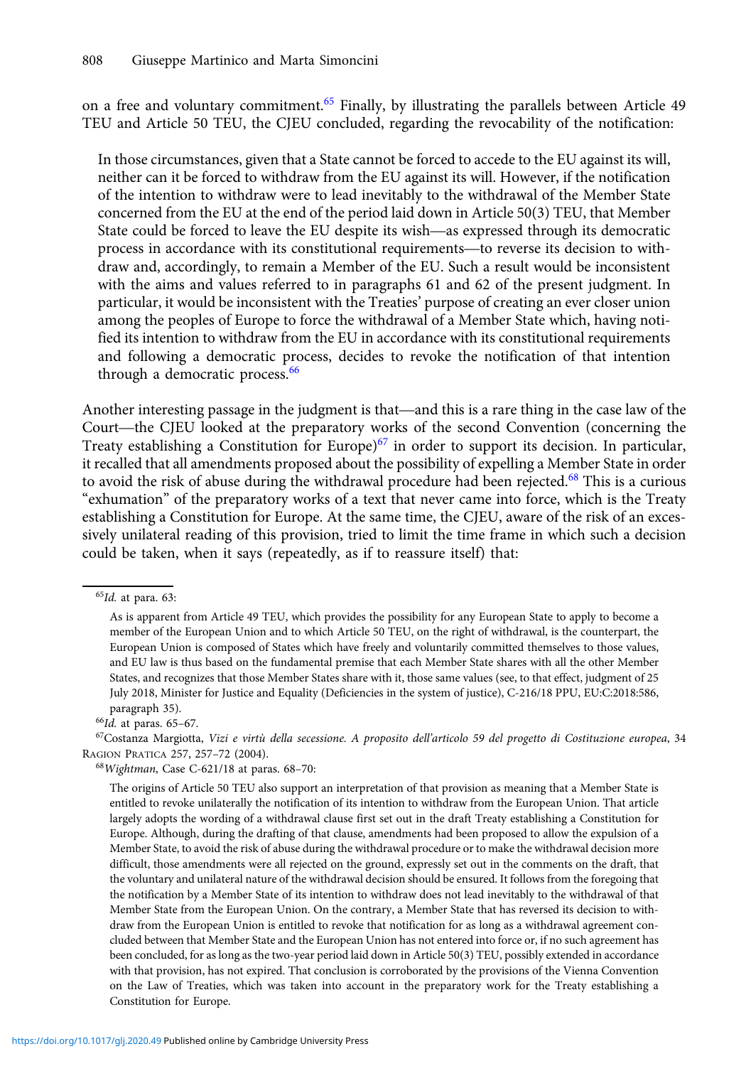on a free and voluntary commitment.[65] Finally, by illustrating the parallels between Article 49 TEU and Article 50 TEU, the CJEU concluded, regarding the revocability of the notification:

> In those circumstances, given that a State cannot be forced to accede to the EU against its will, neither can it be forced to withdraw from the EU against its will. However, if the notification of the intention to withdraw were to lead inevitably to the withdrawal of the Member State concerned from the EU at the end of the period laid down in Article 50(3) TEU, that Member State could be forced to leave the EU despite its wish—as expressed through its democratic process in accordance with its constitutional requirements—to reverse its decision to withdraw and, accordingly, to remain a Member of the EU. Such a result would be inconsistent with the aims and values referred to in paragraphs 61 and 62 of the present judgment. In particular, it would be inconsistent with the Treaties' purpose of creating an ever closer union among the peoples of Europe to force the withdrawal of a Member State which, having notified its intention to withdraw from the EU in accordance with its constitutional requirements and following a democratic process, decides to revoke the notification of that intention through a democratic process.[66]

Another interesting passage in the judgment is that—and this is a rare thing in the case law of the Court—the CJEU looked at the preparatory works of the second Convention (concerning the Treaty establishing a Constitution for Europe)[67] in order to support its decision. In particular, it recalled that all amendments proposed about the possibility of expelling a Member State in order to avoid the risk of abuse during the withdrawal procedure had been rejected.[68] This is a curious "exhumation" of the preparatory works of a text that never came into force, which is the Treaty establishing a Constitution for Europe. At the same time, the CJEU, aware of the risk of an excessively unilateral reading of this provision, tried to limit the time frame in which such a decision could be taken, when it says (repeatedly, as if to reassure itself) that:

---

[65] *Id.* at para. 63:

> As is apparent from Article 49 TEU, which provides the possibility for any European State to apply to become a member of the European Union and to which Article 50 TEU, on the right of withdrawal, is the counterpart, the European Union is composed of States which have freely and voluntarily committed themselves to those values, and EU law is thus based on the fundamental premise that each Member State shares with all the other Member States, and recognizes that those Member States share with it, those same values (see, to that effect, judgment of 25 July 2018, Minister for Justice and Equality (Deficiencies in the system of justice), C-216/18 PPU, EU:C:2018:586, paragraph 35).

[66] *Id.* at paras. 65–67.

[67] Costanza Margiotta, *Vizi e virtù della secessione. A proposito dell'articolo 59 del progetto di Costituzione europea*, 34 Ragion Pratica 257, 257–72 (2004).

[68] *Wightman*, Case C-621/18 at paras. 68–70:

> The origins of Article 50 TEU also support an interpretation of that provision as meaning that a Member State is entitled to revoke unilaterally the notification of its intention to withdraw from the European Union. That article largely adopts the wording of a withdrawal clause first set out in the draft Treaty establishing a Constitution for Europe. Although, during the drafting of that clause, amendments had been proposed to allow the expulsion of a Member State, to avoid the risk of abuse during the withdrawal procedure or to make the withdrawal decision more difficult, those amendments were all rejected on the ground, expressly set out in the comments on the draft, that the voluntary and unilateral nature of the withdrawal decision should be ensured. It follows from the foregoing that the notification by a Member State of its intention to withdraw does not lead inevitably to the withdrawal of that Member State from the European Union. On the contrary, a Member State that has reversed its decision to withdraw from the European Union is entitled to revoke that notification for as long as a withdrawal agreement concluded between that Member State and the European Union has not entered into force or, if no such agreement has been concluded, for as long as the two-year period laid down in Article 50(3) TEU, possibly extended in accordance with that provision, has not expired. That conclusion is corroborated by the provisions of the Vienna Convention on the Law of Treaties, which was taken into account in the preparatory work for the Treaty establishing a Constitution for Europe.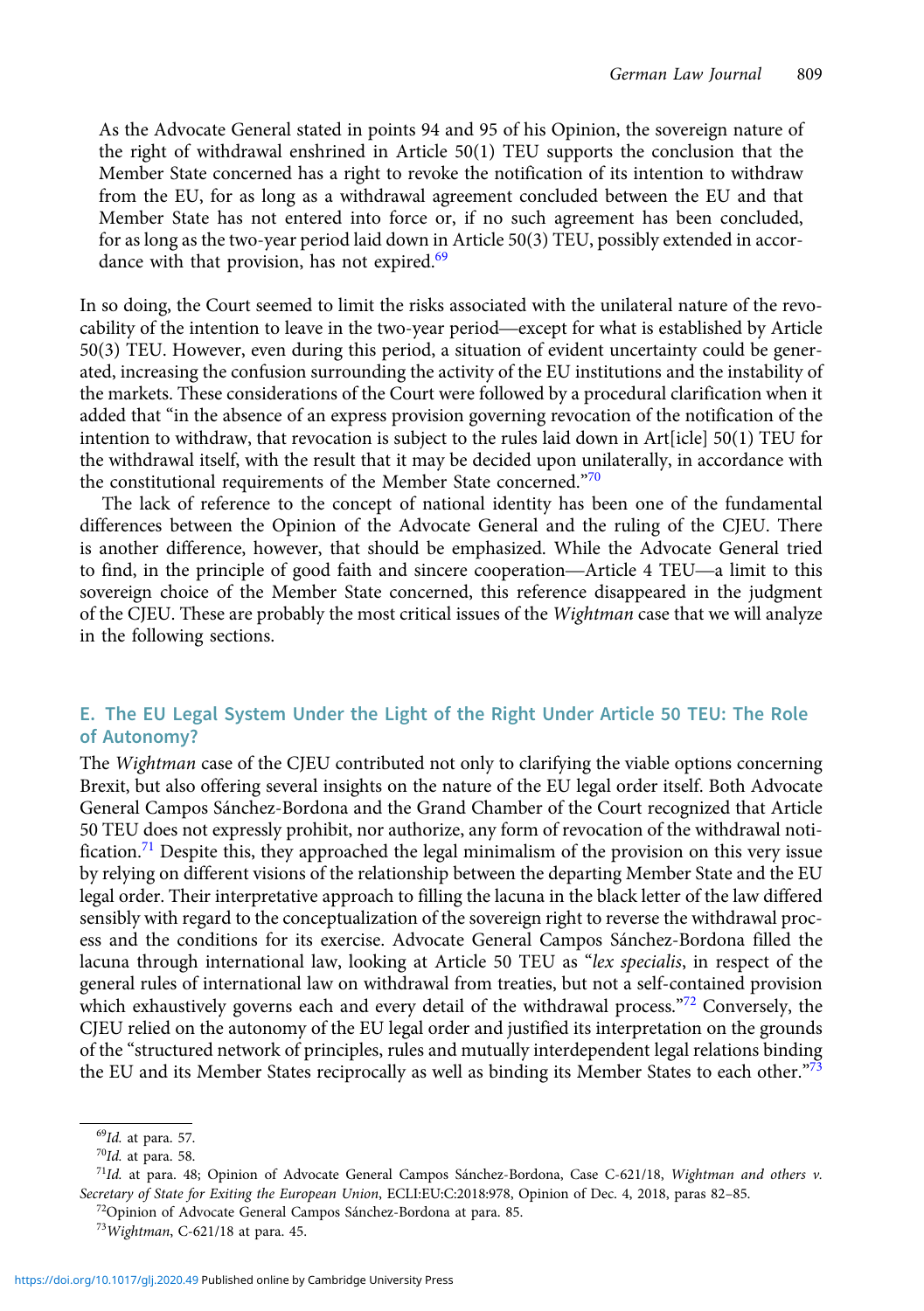As the Advocate General stated in points 94 and 95 of his Opinion, the sovereign nature of the right of withdrawal enshrined in Article 50(1) TEU supports the conclusion that the Member State concerned has a right to revoke the notification of its intention to withdraw from the EU, for as long as a withdrawal agreement concluded between the EU and that Member State has not entered into force or, if no such agreement has been concluded, for as long as the two-year period laid down in Article 50(3) TEU, possibly extended in accordance with that provision, has not expired.[69]

In so doing, the Court seemed to limit the risks associated with the unilateral nature of the revocability of the intention to leave in the two-year period—except for what is established by Article 50(3) TEU. However, even during this period, a situation of evident uncertainty could be generated, increasing the confusion surrounding the activity of the EU institutions and the instability of the markets. These considerations of the Court were followed by a procedural clarification when it added that "in the absence of an express provision governing revocation of the notification of the intention to withdraw, that revocation is subject to the rules laid down in Art[icle] 50(1) TEU for the withdrawal itself, with the result that it may be decided upon unilaterally, in accordance with the constitutional requirements of the Member State concerned."[70]

The lack of reference to the concept of national identity has been one of the fundamental differences between the Opinion of the Advocate General and the ruling of the CJEU. There is another difference, however, that should be emphasized. While the Advocate General tried to find, in the principle of good faith and sincere cooperation—Article 4 TEU—a limit to this sovereign choice of the Member State concerned, this reference disappeared in the judgment of the CJEU. These are probably the most critical issues of the *Wightman* case that we will analyze in the following sections.

## E. The EU Legal System Under the Light of the Right Under Article 50 TEU: The Role of Autonomy?

The *Wightman* case of the CJEU contributed not only to clarifying the viable options concerning Brexit, but also offering several insights on the nature of the EU legal order itself. Both Advocate General Campos Sánchez-Bordona and the Grand Chamber of the Court recognized that Article 50 TEU does not expressly prohibit, nor authorize, any form of revocation of the withdrawal notification.[71] Despite this, they approached the legal minimalism of the provision on this very issue by relying on different visions of the relationship between the departing Member State and the EU legal order. Their interpretative approach to filling the lacuna in the black letter of the law differed sensibly with regard to the conceptualization of the sovereign right to reverse the withdrawal process and the conditions for its exercise. Advocate General Campos Sánchez-Bordona filled the lacuna through international law, looking at Article 50 TEU as "*lex specialis*, in respect of the general rules of international law on withdrawal from treaties, but not a self-contained provision which exhaustively governs each and every detail of the withdrawal process."[72] Conversely, the CJEU relied on the autonomy of the EU legal order and justified its interpretation on the grounds of the "structured network of principles, rules and mutually interdependent legal relations binding the EU and its Member States reciprocally as well as binding its Member States to each other."[73]

---

[69] *Id.* at para. 57.

[70] *Id.* at para. 58.

[71] *Id.* at para. 48; Opinion of Advocate General Campos Sánchez-Bordona, Case C-621/18, *Wightman and others v. Secretary of State for Exiting the European Union*, ECLI:EU:C:2018:978, Opinion of Dec. 4, 2018, paras 82–85.

[72] Opinion of Advocate General Campos Sánchez-Bordona at para. 85.

[73] *Wightman*, C-621/18 at para. 45.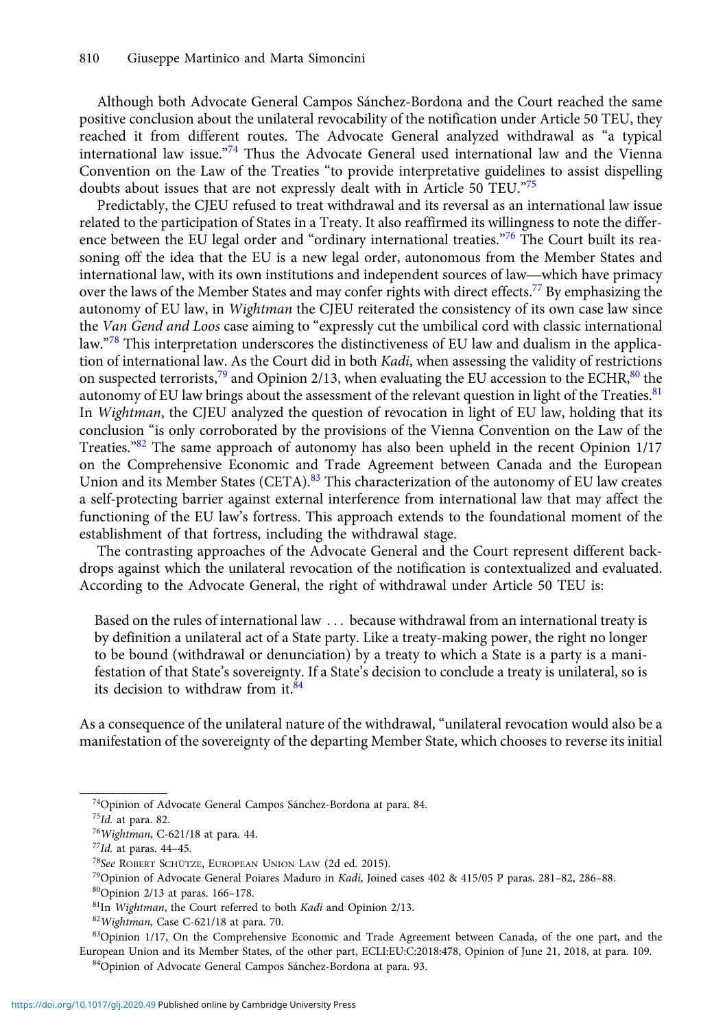Although both Advocate General Campos Sánchez-Bordona and the Court reached the same positive conclusion about the unilateral revocability of the notification under Article 50 TEU, they reached it from different routes. The Advocate General analyzed withdrawal as "a typical international law issue."[74] Thus the Advocate General used international law and the Vienna Convention on the Law of the Treaties "to provide interpretative guidelines to assist dispelling doubts about issues that are not expressly dealt with in Article 50 TEU."[75]

Predictably, the CJEU refused to treat withdrawal and its reversal as an international law issue related to the participation of States in a Treaty. It also reaffirmed its willingness to note the difference between the EU legal order and "ordinary international treaties."[76] The Court built its reasoning off the idea that the EU is a new legal order, autonomous from the Member States and international law, with its own institutions and independent sources of law—which have primacy over the laws of the Member States and may confer rights with direct effects.[77] By emphasizing the autonomy of EU law, in *Wightman* the CJEU reiterated the consistency of its own case law since the *Van Gend and Loos* case aiming to "expressly cut the umbilical cord with classic international law."[78] This interpretation underscores the distinctiveness of EU law and dualism in the application of international law. As the Court did in both *Kadi*, when assessing the validity of restrictions on suspected terrorists,[79] and Opinion 2/13, when evaluating the EU accession to the ECHR,[80] the autonomy of EU law brings about the assessment of the relevant question in light of the Treaties.[81] In *Wightman*, the CJEU analyzed the question of revocation in light of EU law, holding that its conclusion "is only corroborated by the provisions of the Vienna Convention on the Law of the Treaties."[82] The same approach of autonomy has also been upheld in the recent Opinion 1/17 on the Comprehensive Economic and Trade Agreement between Canada and the European Union and its Member States (CETA).[83] This characterization of the autonomy of EU law creates a self-protecting barrier against external interference from international law that may affect the functioning of the EU law's fortress. This approach extends to the foundational moment of the establishment of that fortress, including the withdrawal stage.

The contrasting approaches of the Advocate General and the Court represent different backdrops against which the unilateral revocation of the notification is contextualized and evaluated. According to the Advocate General, the right of withdrawal under Article 50 TEU is:

> Based on the rules of international law . . . because withdrawal from an international treaty is by definition a unilateral act of a State party. Like a treaty-making power, the right no longer to be bound (withdrawal or denunciation) by a treaty to which a State is a party is a manifestation of that State's sovereignty. If a State's decision to conclude a treaty is unilateral, so is its decision to withdraw from it.[84]

As a consequence of the unilateral nature of the withdrawal, "unilateral revocation would also be a manifestation of the sovereignty of the departing Member State, which chooses to reverse its initial

---

[74] Opinion of Advocate General Campos Sánchez-Bordona at para. 84.

[75] *Id.* at para. 82.

[76] *Wightman*, C-621/18 at para. 44.

[77] *Id.* at paras. 44–45.

[78] *See* ROBERT SCHÜTZE, EUROPEAN UNION LAW (2d ed. 2015).

[79] Opinion of Advocate General Poiares Maduro in *Kadi*, Joined cases 402 & 415/05 P paras. 281–82, 286–88.

[80] Opinion 2/13 at paras. 166–178.

[81] In *Wightman*, the Court referred to both *Kadi* and Opinion 2/13.

[82] *Wightman*, Case C-621/18 at para. 70.

[83] Opinion 1/17, On the Comprehensive Economic and Trade Agreement between Canada, of the one part, and the European Union and its Member States, of the other part, ECLI:EU:C:2018:478, Opinion of June 21, 2018, at para. 109.

[84] Opinion of Advocate General Campos Sánchez-Bordona at para. 93.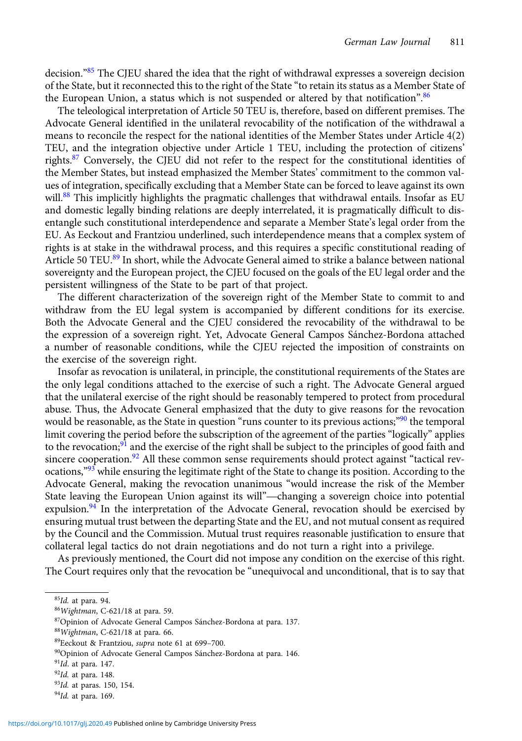decision."[85] The CJEU shared the idea that the right of withdrawal expresses a sovereign decision of the State, but it reconnected this to the right of the State "to retain its status as a Member State of the European Union, a status which is not suspended or altered by that notification".[86]

The teleological interpretation of Article 50 TEU is, therefore, based on different premises. The Advocate General identified in the unilateral revocability of the notification of the withdrawal a means to reconcile the respect for the national identities of the Member States under Article 4(2) TEU, and the integration objective under Article 1 TEU, including the protection of citizens' rights.[87] Conversely, the CJEU did not refer to the respect for the constitutional identities of the Member States, but instead emphasized the Member States' commitment to the common values of integration, specifically excluding that a Member State can be forced to leave against its own will.[88] This implicitly highlights the pragmatic challenges that withdrawal entails. Insofar as EU and domestic legally binding relations are deeply interrelated, it is pragmatically difficult to disentangle such constitutional interdependence and separate a Member State's legal order from the EU. As Eeckout and Frantziou underlined, such interdependence means that a complex system of rights is at stake in the withdrawal process, and this requires a specific constitutional reading of Article 50 TEU.[89] In short, while the Advocate General aimed to strike a balance between national sovereignty and the European project, the CJEU focused on the goals of the EU legal order and the persistent willingness of the State to be part of that project.

The different characterization of the sovereign right of the Member State to commit to and withdraw from the EU legal system is accompanied by different conditions for its exercise. Both the Advocate General and the CJEU considered the revocability of the withdrawal to be the expression of a sovereign right. Yet, Advocate General Campos Sánchez-Bordona attached a number of reasonable conditions, while the CJEU rejected the imposition of constraints on the exercise of the sovereign right.

Insofar as revocation is unilateral, in principle, the constitutional requirements of the States are the only legal conditions attached to the exercise of such a right. The Advocate General argued that the unilateral exercise of the right should be reasonably tempered to protect from procedural abuse. Thus, the Advocate General emphasized that the duty to give reasons for the revocation would be reasonable, as the State in question "runs counter to its previous actions;"[90] the temporal limit covering the period before the subscription of the agreement of the parties "logically" applies to the revocation;[91] and the exercise of the right shall be subject to the principles of good faith and sincere cooperation.[92] All these common sense requirements should protect against "tactical revocations,"[93] while ensuring the legitimate right of the State to change its position. According to the Advocate General, making the revocation unanimous "would increase the risk of the Member State leaving the European Union against its will"—changing a sovereign choice into potential expulsion.[94] In the interpretation of the Advocate General, revocation should be exercised by ensuring mutual trust between the departing State and the EU, and not mutual consent as required by the Council and the Commission. Mutual trust requires reasonable justification to ensure that collateral legal tactics do not drain negotiations and do not turn a right into a privilege.

As previously mentioned, the Court did not impose any condition on the exercise of this right. The Court requires only that the revocation be "unequivocal and unconditional, that is to say that

---

[85] *Id.* at para. 94.

[86] *Wightman*, C-621/18 at para. 59.

[87] Opinion of Advocate General Campos Sánchez-Bordona at para. 137.

[88] *Wightman*, C-621/18 at para. 66.

[89] Eeckout & Frantziou, *supra* note 61 at 699–700.

[90] Opinion of Advocate General Campos Sánchez-Bordona at para. 146.

[91] *Id.* at para. 147.

[92] *Id.* at para. 148.

[93] *Id.* at paras. 150, 154.

[94] *Id.* at para. 169.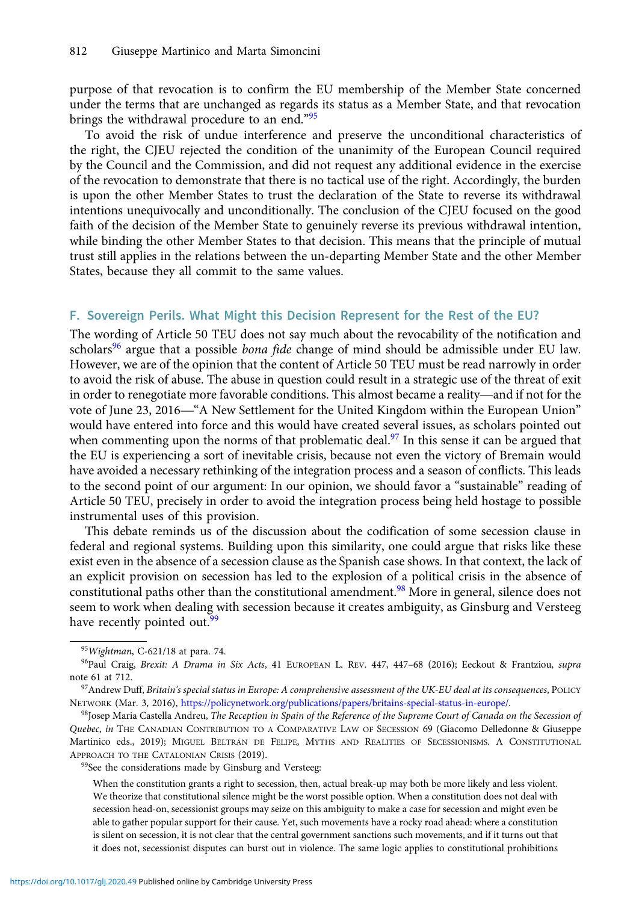purpose of that revocation is to confirm the EU membership of the Member State concerned under the terms that are unchanged as regards its status as a Member State, and that revocation brings the withdrawal procedure to an end."[95]

To avoid the risk of undue interference and preserve the unconditional characteristics of the right, the CJEU rejected the condition of the unanimity of the European Council required by the Council and the Commission, and did not request any additional evidence in the exercise of the revocation to demonstrate that there is no tactical use of the right. Accordingly, the burden is upon the other Member States to trust the declaration of the State to reverse its withdrawal intentions unequivocally and unconditionally. The conclusion of the CJEU focused on the good faith of the decision of the Member State to genuinely reverse its previous withdrawal intention, while binding the other Member States to that decision. This means that the principle of mutual trust still applies in the relations between the un-departing Member State and the other Member States, because they all commit to the same values.

## F. Sovereign Perils. What Might this Decision Represent for the Rest of the EU?

The wording of Article 50 TEU does not say much about the revocability of the notification and scholars[96] argue that a possible *bona fide* change of mind should be admissible under EU law. However, we are of the opinion that the content of Article 50 TEU must be read narrowly in order to avoid the risk of abuse. The abuse in question could result in a strategic use of the threat of exit in order to renegotiate more favorable conditions. This almost became a reality—and if not for the vote of June 23, 2016—"A New Settlement for the United Kingdom within the European Union" would have entered into force and this would have created several issues, as scholars pointed out when commenting upon the norms of that problematic deal.[97] In this sense it can be argued that the EU is experiencing a sort of inevitable crisis, because not even the victory of Bremain would have avoided a necessary rethinking of the integration process and a season of conflicts. This leads to the second point of our argument: In our opinion, we should favor a "sustainable" reading of Article 50 TEU, precisely in order to avoid the integration process being held hostage to possible instrumental uses of this provision.

This debate reminds us of the discussion about the codification of some secession clause in federal and regional systems. Building upon this similarity, one could argue that risks like these exist even in the absence of a secession clause as the Spanish case shows. In that context, the lack of an explicit provision on secession has led to the explosion of a political crisis in the absence of constitutional paths other than the constitutional amendment.[98] More in general, silence does not seem to work when dealing with secession because it creates ambiguity, as Ginsburg and Versteeg have recently pointed out.[99]

---

[95] *Wightman*, C-621/18 at para. 74.

[96] Paul Craig, *Brexit: A Drama in Six Acts*, 41 European L. Rev. 447, 447–68 (2016); Eeckout & Frantziou, *supra* note 61 at 712.

[97] Andrew Duff, *Britain's special status in Europe: A comprehensive assessment of the UK-EU deal at its consequences*, Policy Network (Mar. 3, 2016), https://policynetwork.org/publications/papers/britains-special-status-in-europe/.

[98] Josep Maria Castella Andreu, *The Reception in Spain of the Reference of the Supreme Court of Canada on the Secession of Quebec*, *in* The Canadian Contribution to a Comparative Law of Secession 69 (Giacomo Delledonne & Giuseppe Martinico eds., 2019); Miguel Beltrán de Felipe, Myths and Realities of Secessionisms. A Constitutional Approach to the Catalonian Crisis (2019).

[99] See the considerations made by Ginsburg and Versteeg:

> When the constitution grants a right to secession, then, actual break-up may both be more likely and less violent. We theorize that constitutional silence might be the worst possible option. When a constitution does not deal with secession head-on, secessionist groups may seize on this ambiguity to make a case for secession and might even be able to gather popular support for their cause. Yet, such movements have a rocky road ahead: where a constitution is silent on secession, it is not clear that the central government sanctions such movements, and if it turns out that it does not, secessionist disputes can burst out in violence. The same logic applies to constitutional prohibitions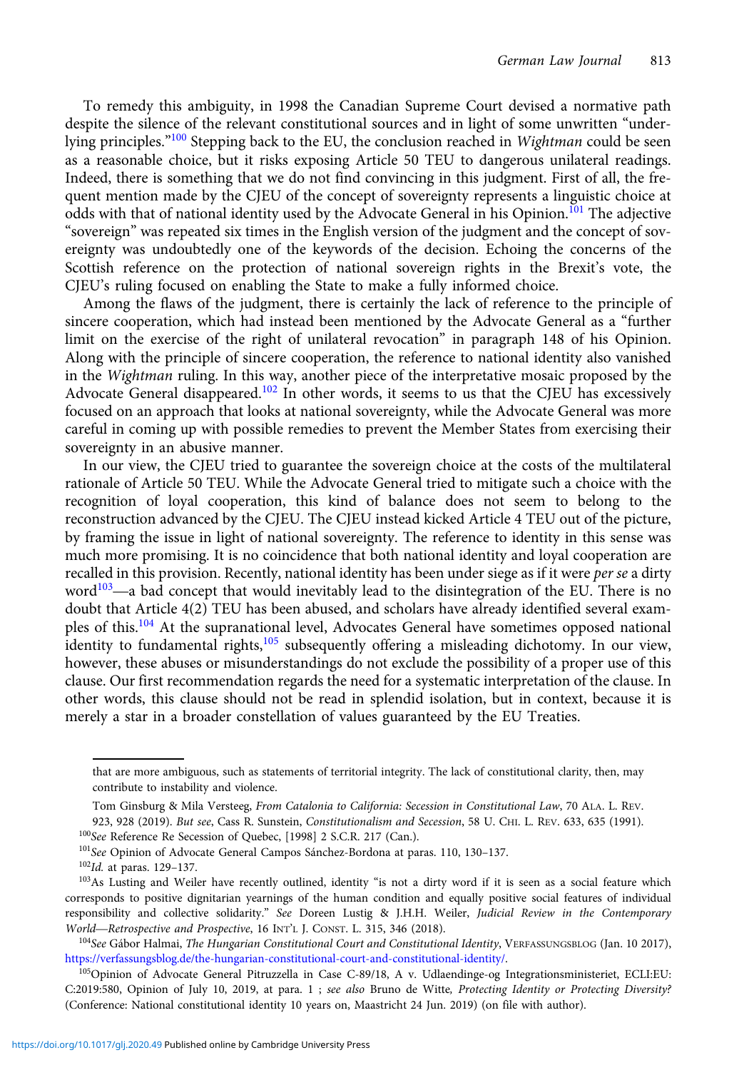To remedy this ambiguity, in 1998 the Canadian Supreme Court devised a normative path despite the silence of the relevant constitutional sources and in light of some unwritten "underlying principles."[100] Stepping back to the EU, the conclusion reached in *Wightman* could be seen as a reasonable choice, but it risks exposing Article 50 TEU to dangerous unilateral readings. Indeed, there is something that we do not find convincing in this judgment. First of all, the frequent mention made by the CJEU of the concept of sovereignty represents a linguistic choice at odds with that of national identity used by the Advocate General in his Opinion.[101] The adjective "sovereign" was repeated six times in the English version of the judgment and the concept of sovereignty was undoubtedly one of the keywords of the decision. Echoing the concerns of the Scottish reference on the protection of national sovereign rights in the Brexit's vote, the CJEU's ruling focused on enabling the State to make a fully informed choice.

Among the flaws of the judgment, there is certainly the lack of reference to the principle of sincere cooperation, which had instead been mentioned by the Advocate General as a "further limit on the exercise of the right of unilateral revocation" in paragraph 148 of his Opinion. Along with the principle of sincere cooperation, the reference to national identity also vanished in the *Wightman* ruling. In this way, another piece of the interpretative mosaic proposed by the Advocate General disappeared.[102] In other words, it seems to us that the CJEU has excessively focused on an approach that looks at national sovereignty, while the Advocate General was more careful in coming up with possible remedies to prevent the Member States from exercising their sovereignty in an abusive manner.

In our view, the CJEU tried to guarantee the sovereign choice at the costs of the multilateral rationale of Article 50 TEU. While the Advocate General tried to mitigate such a choice with the recognition of loyal cooperation, this kind of balance does not seem to belong to the reconstruction advanced by the CJEU. The CJEU instead kicked Article 4 TEU out of the picture, by framing the issue in light of national sovereignty. The reference to identity in this sense was much more promising. It is no coincidence that both national identity and loyal cooperation are recalled in this provision. Recently, national identity has been under siege as if it were *per se* a dirty word[103]—a bad concept that would inevitably lead to the disintegration of the EU. There is no doubt that Article 4(2) TEU has been abused, and scholars have already identified several examples of this.[104] At the supranational level, Advocates General have sometimes opposed national identity to fundamental rights,[105] subsequently offering a misleading dichotomy. In our view, however, these abuses or misunderstandings do not exclude the possibility of a proper use of this clause. Our first recommendation regards the need for a systematic interpretation of the clause. In other words, this clause should not be read in splendid isolation, but in context, because it is merely a star in a broader constellation of values guaranteed by the EU Treaties.

---

that are more ambiguous, such as statements of territorial integrity. The lack of constitutional clarity, then, may contribute to instability and violence.

Tom Ginsburg & Mila Versteeg, *From Catalonia to California: Secession in Constitutional Law*, 70 ALA. L. REV. 923, 928 (2019). *But see*, Cass R. Sunstein, *Constitutionalism and Secession*, 58 U. CHI. L. REV. 633, 635 (1991).

[100] *See* Reference Re Secession of Quebec, [1998] 2 S.C.R. 217 (Can.).

[101] *See* Opinion of Advocate General Campos Sánchez-Bordona at paras. 110, 130–137.

[102] *Id.* at paras. 129–137.

[103] As Lusting and Weiler have recently outlined, identity "is not a dirty word if it is seen as a social feature which corresponds to positive dignitarian yearnings of the human condition and equally positive social features of individual responsibility and collective solidarity." *See* Doreen Lustig & J.H.H. Weiler, *Judicial Review in the Contemporary World—Retrospective and Prospective*, 16 INT'L J. CONST. L. 315, 346 (2018).

[104] *See* Gábor Halmai, *The Hungarian Constitutional Court and Constitutional Identity*, VERFASSUNGSBLOG (Jan. 10 2017), https://verfassungsblog.de/the-hungarian-constitutional-court-and-constitutional-identity/.

[105] Opinion of Advocate General Pitruzzella in Case C-89/18, A v. Udlaendinge-og Integrationsministeriet, ECLI:EU:C:2019:580, Opinion of July 10, 2019, at para. 1 ; *see also* Bruno de Witte, *Protecting Identity or Protecting Diversity?* (Conference: National constitutional identity 10 years on, Maastricht 24 Jun. 2019) (on file with author).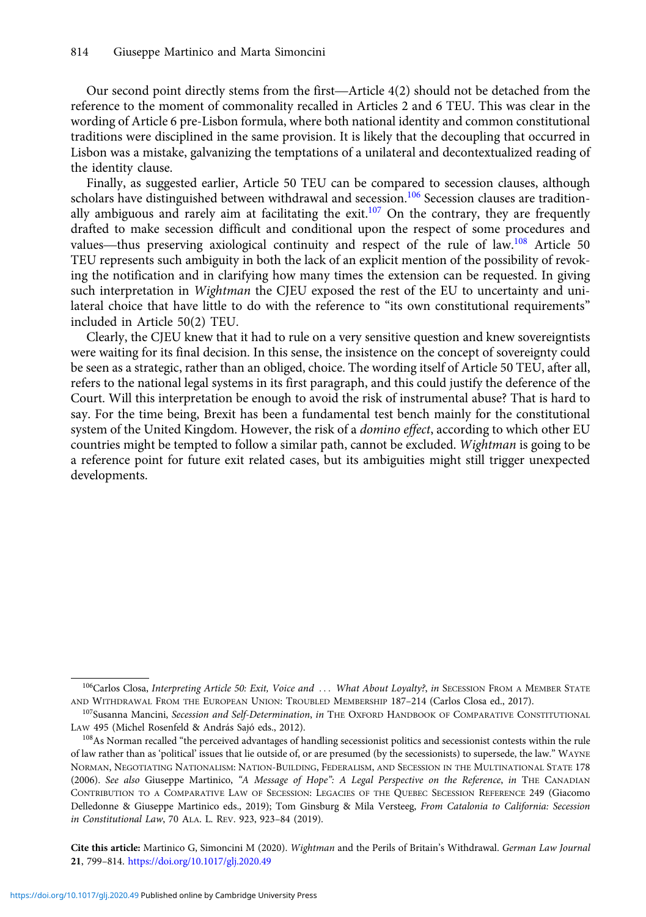Our second point directly stems from the first—Article 4(2) should not be detached from the reference to the moment of commonality recalled in Articles 2 and 6 TEU. This was clear in the wording of Article 6 pre-Lisbon formula, where both national identity and common constitutional traditions were disciplined in the same provision. It is likely that the decoupling that occurred in Lisbon was a mistake, galvanizing the temptations of a unilateral and decontextualized reading of the identity clause.

Finally, as suggested earlier, Article 50 TEU can be compared to secession clauses, although scholars have distinguished between withdrawal and secession.[106] Secession clauses are traditionally ambiguous and rarely aim at facilitating the exit.[107] On the contrary, they are frequently drafted to make secession difficult and conditional upon the respect of some procedures and values—thus preserving axiological continuity and respect of the rule of law.[108] Article 50 TEU represents such ambiguity in both the lack of an explicit mention of the possibility of revoking the notification and in clarifying how many times the extension can be requested. In giving such interpretation in *Wightman* the CJEU exposed the rest of the EU to uncertainty and unilateral choice that have little to do with the reference to "its own constitutional requirements" included in Article 50(2) TEU.

Clearly, the CJEU knew that it had to rule on a very sensitive question and knew sovereigntists were waiting for its final decision. In this sense, the insistence on the concept of sovereignty could be seen as a strategic, rather than an obliged, choice. The wording itself of Article 50 TEU, after all, refers to the national legal systems in its first paragraph, and this could justify the deference of the Court. Will this interpretation be enough to avoid the risk of instrumental abuse? That is hard to say. For the time being, Brexit has been a fundamental test bench mainly for the constitutional system of the United Kingdom. However, the risk of a *domino effect*, according to which other EU countries might be tempted to follow a similar path, cannot be excluded. *Wightman* is going to be a reference point for future exit related cases, but its ambiguities might still trigger unexpected developments.

---

[106] Carlos Closa, *Interpreting Article 50: Exit, Voice and . . . What About Loyalty?*, *in* SECESSION FROM A MEMBER STATE AND WITHDRAWAL FROM THE EUROPEAN UNION: TROUBLED MEMBERSHIP 187–214 (Carlos Closa ed., 2017).

[107] Susanna Mancini, *Secession and Self-Determination*, *in* THE OXFORD HANDBOOK OF COMPARATIVE CONSTITUTIONAL LAW 495 (Michel Rosenfeld & András Sajó eds., 2012).

[108] As Norman recalled "the perceived advantages of handling secessionist politics and secessionist contests within the rule of law rather than as 'political' issues that lie outside of, or are presumed (by the secessionists) to supersede, the law." WAYNE NORMAN, NEGOTIATING NATIONALISM: NATION-BUILDING, FEDERALISM, AND SECESSION IN THE MULTINATIONAL STATE 178 (2006). *See also* Giuseppe Martinico, *"A Message of Hope": A Legal Perspective on the Reference*, *in* THE CANADIAN CONTRIBUTION TO A COMPARATIVE LAW OF SECESSION: LEGACIES OF THE QUEBEC SECESSION REFERENCE 249 (Giacomo Delledonne & Giuseppe Martinico eds., 2019); Tom Ginsburg & Mila Versteeg, *From Catalonia to California: Secession in Constitutional Law*, 70 ALA. L. REV. 923, 923–84 (2019).

**Cite this article:** Martinico G, Simoncini M (2020). *Wightman* and the Perils of Britain's Withdrawal. *German Law Journal* **21**, 799–814. https://doi.org/10.1017/glj.2020.49